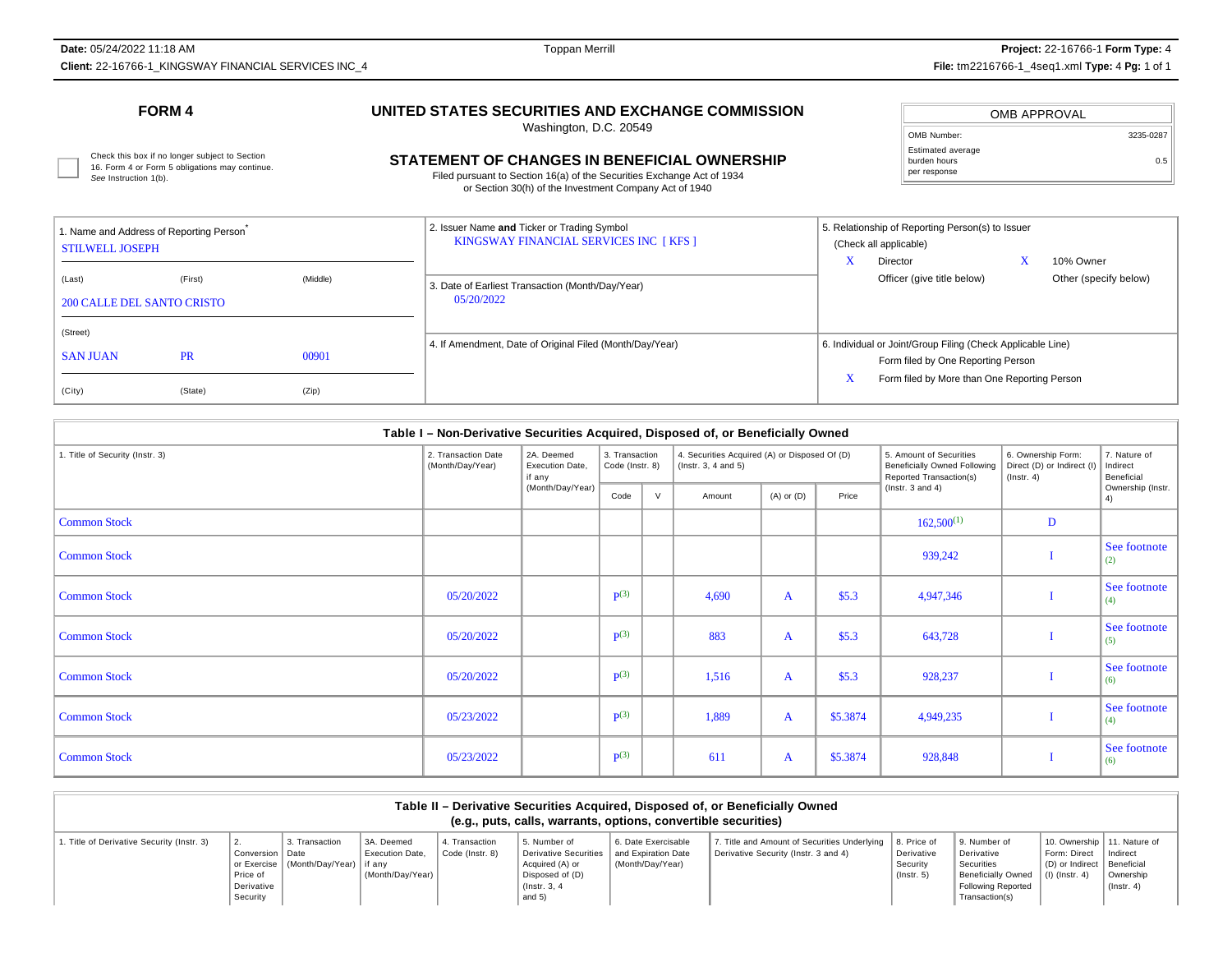**FORM 4**

Check this box if no longer subject to Section 16. Form 4 or Form 5 obligations may continue. *See* Instruction 1(b).

# UNITED STATES SECURITIES AND EXCHANGE COMMISSION

Washington, D.C. 20549

## STATEMENT OF CHANGES IN BENEFICIAL OWNERSHIP

Filed pursuant to Section 16(a) of the Securities Exchange Act of 1934
or Section 30(h) of the Investment Company Act of 1940

| OMB APPROVAL | |
|---|---|
| OMB Number: | 3235-0287 |
| Estimated average burden hours per response | 0.5 |

1. Name and Address of Reporting Person*
STILWELL JOSEPH
(Last) (First) (Middle)
200 CALLE DEL SANTO CRISTO
(Street)
SAN JUAN PR 00901
(City) (State) (Zip)

2. Issuer Name **and** Ticker or Trading Symbol
KINGSWAY FINANCIAL SERVICES INC [ KFS ]

3. Date of Earliest Transaction (Month/Day/Year)
05/20/2022

4. If Amendment, Date of Original Filed (Month/Day/Year)

5. Relationship of Reporting Person(s) to Issuer
(Check all applicable)
X Director X 10% Owner
Officer (give title below) Other (specify below)

6. Individual or Joint/Group Filing (Check Applicable Line)
Form filed by One Reporting Person
X Form filed by More than One Reporting Person

**Table I – Non-Derivative Securities Acquired, Disposed of, or Beneficially Owned**

| 1. Title of Security (Instr. 3) | 2. Transaction Date (Month/Day/Year) | 2A. Deemed Execution Date, if any (Month/Day/Year) | 3. Transaction Code (Instr. 8) | | 4. Securities Acquired (A) or Disposed Of (D) (Instr. 3, 4 and 5) | | | 5. Amount of Securities Beneficially Owned Following Reported Transaction(s) (Instr. 3 and 4) | 6. Ownership Form: Direct (D) or Indirect (I) (Instr. 4) | 7. Nature of Indirect Beneficial Ownership (Instr. 4) |
|---|---|---|---|---|---|---|---|---|---|---|
| | | | Code | V | Amount | (A) or (D) | Price | | | |
| Common Stock | | | | | | | | 162,500[(1)] | D | |
| Common Stock | | | | | | | | 939,242 | I | See footnote [(2)] |
| Common Stock | 05/20/2022 | | P[(3)] | | 4,690 | A | $5.3 | 4,947,346 | I | See footnote [(4)] |
| Common Stock | 05/20/2022 | | P[(3)] | | 883 | A | $5.3 | 643,728 | I | See footnote [(5)] |
| Common Stock | 05/20/2022 | | P[(3)] | | 1,516 | A | $5.3 | 928,237 | I | See footnote [(6)] |
| Common Stock | 05/23/2022 | | P[(3)] | | 1,889 | A | $5.3874 | 4,949,235 | I | See footnote [(4)] |
| Common Stock | 05/23/2022 | | P[(3)] | | 611 | A | $5.3874 | 928,848 | I | See footnote [(6)] |

**Table II – Derivative Securities Acquired, Disposed of, or Beneficially Owned**
**(e.g., puts, calls, warrants, options, convertible securities)**

| 1. Title of Derivative Security (Instr. 3) | 2. Conversion or Exercise Price of Derivative Security | 3. Transaction Date (Month/Day/Year) | 3A. Deemed Execution Date, if any (Month/Day/Year) | 4. Transaction Code (Instr. 8) | 5. Number of Derivative Securities Acquired (A) or Disposed of (D) (Instr. 3, 4 and 5) | 6. Date Exercisable and Expiration Date (Month/Day/Year) | 7. Title and Amount of Securities Underlying Derivative Security (Instr. 3 and 4) | 8. Price of Derivative Security (Instr. 5) | 9. Number of Derivative Securities Beneficially Owned Following Reported Transaction(s) | 10. Ownership Form: Direct (D) or Indirect (I) (Instr. 4) | 11. Nature of Indirect Beneficial Ownership (Instr. 4) |
|---|---|---|---|---|---|---|---|---|---|---|---|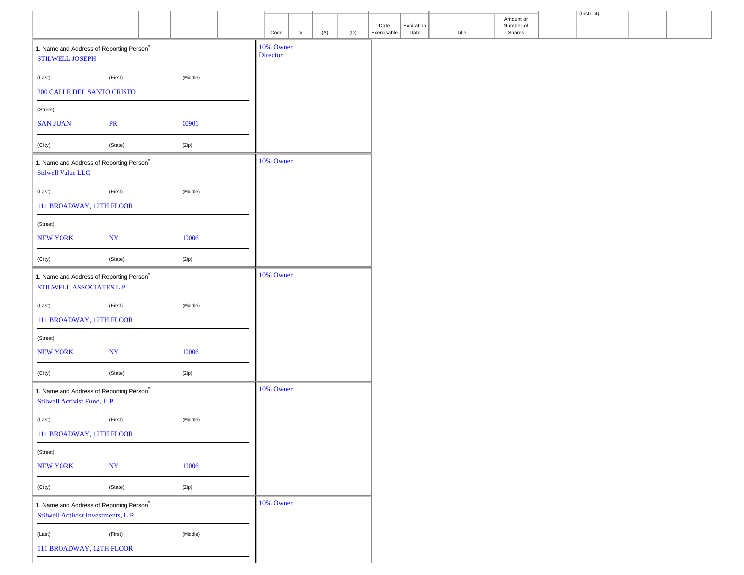| | | | | Code | V | (A) | (D) | Date Exercisable | Expiration Date | Title | Amount or Number of Shares | | (Instr. 4) | | |
|---|---|---|---|---|---|---|---|---|---|---|---|---|---|---|---|

| 1. Name and Address of Reporting Person* | | | |
|---|---|---|---|
| STILWELL JOSEPH | | | 10% Owner<br>Director |
| (Last) | (First) | (Middle) | |
| 200 CALLE DEL SANTO CRISTO | | | |
| (Street) | | | |
| SAN JUAN | PR | 00901 | |
| (City) | (State) | (Zip) | |

| 1. Name and Address of Reporting Person* | | | |
|---|---|---|---|
| Stilwell Value LLC | | | 10% Owner |
| (Last) | (First) | (Middle) | |
| 111 BROADWAY, 12TH FLOOR | | | |
| (Street) | | | |
| NEW YORK | NY | 10006 | |
| (City) | (State) | (Zip) | |

| 1. Name and Address of Reporting Person* | | | |
|---|---|---|---|
| STILWELL ASSOCIATES L P | | | 10% Owner |
| (Last) | (First) | (Middle) | |
| 111 BROADWAY, 12TH FLOOR | | | |
| (Street) | | | |
| NEW YORK | NY | 10006 | |
| (City) | (State) | (Zip) | |

| 1. Name and Address of Reporting Person* | | | |
|---|---|---|---|
| Stilwell Activist Fund, L.P. | | | 10% Owner |
| (Last) | (First) | (Middle) | |
| 111 BROADWAY, 12TH FLOOR | | | |
| (Street) | | | |
| NEW YORK | NY | 10006 | |
| (City) | (State) | (Zip) | |

| 1. Name and Address of Reporting Person* | | | |
|---|---|---|---|
| Stilwell Activist Investments, L.P. | | | 10% Owner |
| (Last) | (First) | (Middle) | |
| 111 BROADWAY, 12TH FLOOR | | | |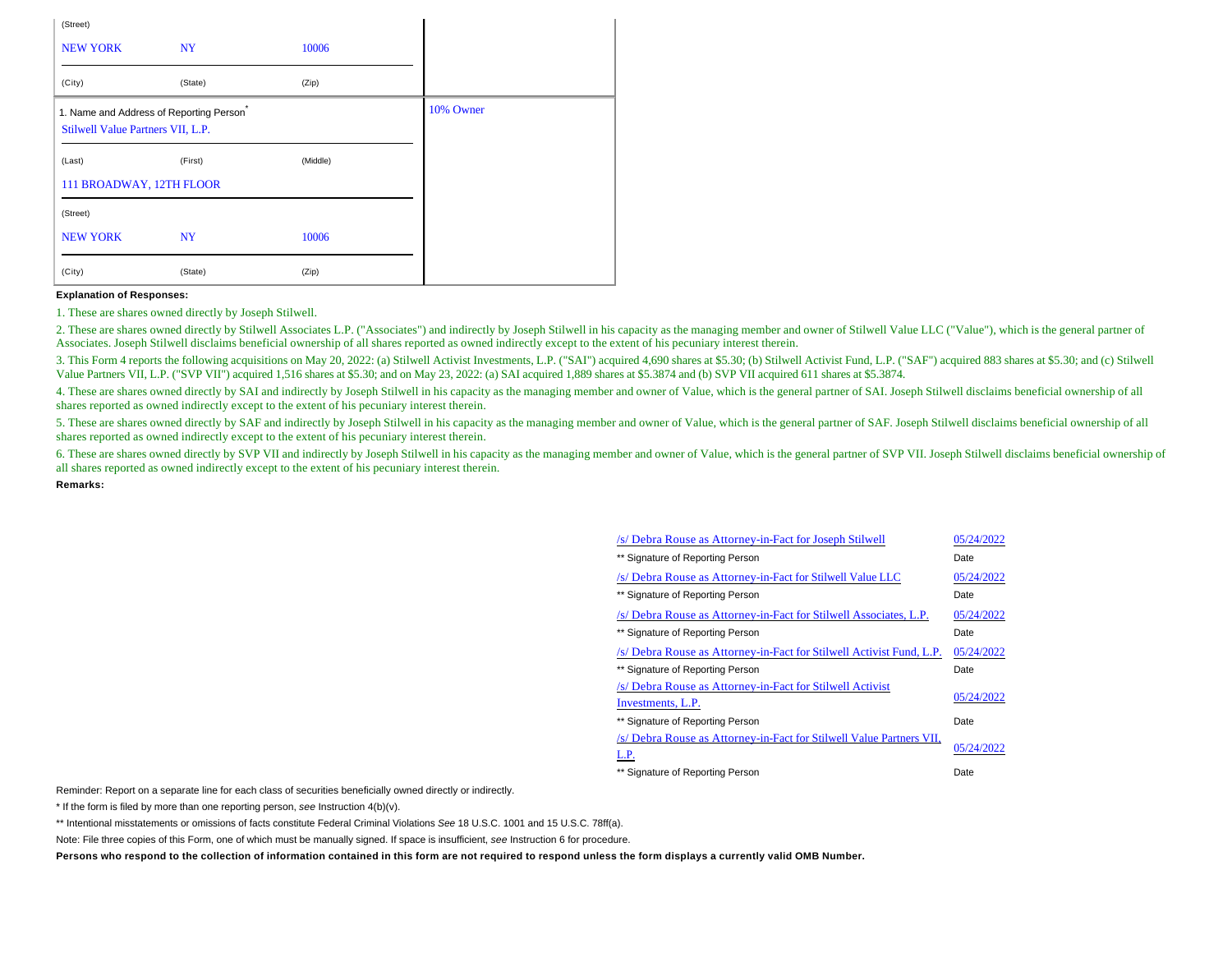| | |
|---|---|
| (Street) | |
| NEW YORK NY 10006 | |
| (City) (State) (Zip) | |

| | |
|---|---|
| 1. Name and Address of Reporting Person* | 10% Owner |
| Stilwell Value Partners VII, L.P. | |
| (Last) (First) (Middle) | |
| 111 BROADWAY, 12TH FLOOR | |
| (Street) | |
| NEW YORK NY 10006 | |
| (City) (State) (Zip) | |

**Explanation of Responses:**

1. These are shares owned directly by Joseph Stilwell.

2. These are shares owned directly by Stilwell Associates L.P. ("Associates") and indirectly by Joseph Stilwell in his capacity as the managing member and owner of Stilwell Value LLC ("Value"), which is the general partner of Associates. Joseph Stilwell disclaims beneficial ownership of all shares reported as owned indirectly except to the extent of his pecuniary interest therein.

3. This Form 4 reports the following acquisitions on May 20, 2022: (a) Stilwell Activist Investments, L.P. ("SAI") acquired 4,690 shares at $5.30; (b) Stilwell Activist Fund, L.P. ("SAF") acquired 883 shares at $5.30; and (c) Stilwell Value Partners VII, L.P. ("SVP VII") acquired 1,516 shares at $5.30; and on May 23, 2022: (a) SAI acquired 1,889 shares at $5.3874 and (b) SVP VII acquired 611 shares at $5.3874.

4. These are shares owned directly by SAI and indirectly by Joseph Stilwell in his capacity as the managing member and owner of Value, which is the general partner of SAI. Joseph Stilwell disclaims beneficial ownership of all shares reported as owned indirectly except to the extent of his pecuniary interest therein.

5. These are shares owned directly by SAF and indirectly by Joseph Stilwell in his capacity as the managing member and owner of Value, which is the general partner of SAF. Joseph Stilwell disclaims beneficial ownership of all shares reported as owned indirectly except to the extent of his pecuniary interest therein.

6. These are shares owned directly by SVP VII and indirectly by Joseph Stilwell in his capacity as the managing member and owner of Value, which is the general partner of SVP VII. Joseph Stilwell disclaims beneficial ownership of all shares reported as owned indirectly except to the extent of his pecuniary interest therein.

**Remarks:**

| | |
|---|---|
| /s/ Debra Rouse as Attorney-in-Fact for Joseph Stilwell | 05/24/2022 |
| ** Signature of Reporting Person | Date |
| /s/ Debra Rouse as Attorney-in-Fact for Stilwell Value LLC | 05/24/2022 |
| ** Signature of Reporting Person | Date |
| /s/ Debra Rouse as Attorney-in-Fact for Stilwell Associates, L.P. | 05/24/2022 |
| ** Signature of Reporting Person | Date |
| /s/ Debra Rouse as Attorney-in-Fact for Stilwell Activist Fund, L.P. | 05/24/2022 |
| ** Signature of Reporting Person | Date |
| /s/ Debra Rouse as Attorney-in-Fact for Stilwell Activist Investments, L.P. | 05/24/2022 |
| ** Signature of Reporting Person | Date |
| /s/ Debra Rouse as Attorney-in-Fact for Stilwell Value Partners VII, L.P. | 05/24/2022 |
| ** Signature of Reporting Person | Date |

Reminder: Report on a separate line for each class of securities beneficially owned directly or indirectly.

* If the form is filed by more than one reporting person, *see* Instruction 4(b)(v).

** Intentional misstatements or omissions of facts constitute Federal Criminal Violations *See* 18 U.S.C. 1001 and 15 U.S.C. 78ff(a).

Note: File three copies of this Form, one of which must be manually signed. If space is insufficient, *see* Instruction 6 for procedure.

**Persons who respond to the collection of information contained in this form are not required to respond unless the form displays a currently valid OMB Number.**